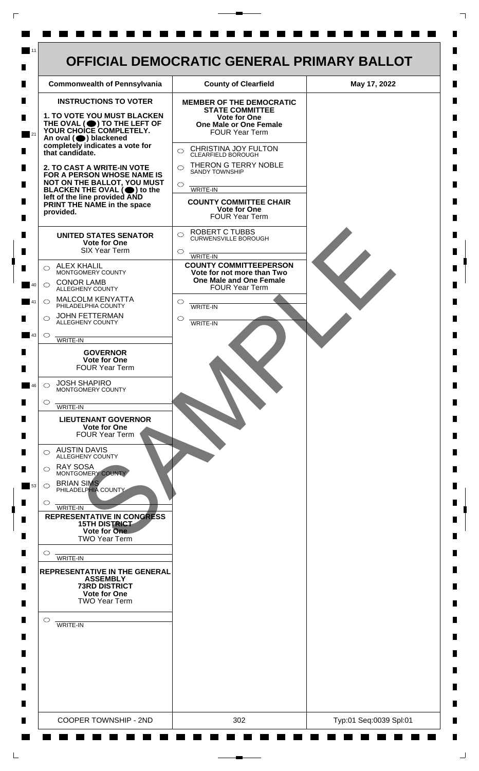# OFFICIAL DEMOCRATIC GENERAL PRIMARY BALLOT

| Commonwealth of Pennsylvania | County of Clearfield | May 17, 2022 |
| --- | --- | --- |

## INSTRUCTIONS TO VOTER

**1. TO VOTE YOU MUST BLACKEN THE OVAL (●) TO THE LEFT OF YOUR CHOICE COMPLETELY.** An oval (●) blackened completely indicates a vote for that candidate.

**2. TO CAST A WRITE-IN VOTE FOR A PERSON WHOSE NAME IS NOT ON THE BALLOT, YOU MUST BLACKEN THE OVAL (●) to the left of the line provided AND PRINT THE NAME in the space provided.**

### UNITED STATES SENATOR
**Vote for One**
SIX Year Term

- ○ ALEX KHALIL — MONTGOMERY COUNTY
- ○ CONOR LAMB — ALLEGHENY COUNTY
- ○ MALCOLM KENYATTA — PHILADELPHIA COUNTY
- ○ JOHN FETTERMAN — ALLEGHENY COUNTY
- ○ ______ WRITE-IN

### GOVERNOR
**Vote for One**
FOUR Year Term

- ○ JOSH SHAPIRO — MONTGOMERY COUNTY
- ○ ______ WRITE-IN

### LIEUTENANT GOVERNOR
**Vote for One**
FOUR Year Term

- ○ AUSTIN DAVIS — ALLEGHENY COUNTY
- ○ RAY SOSA — MONTGOMERY COUNTY
- ○ BRIAN SIMS — PHILADELPHIA COUNTY
- ○ ______ WRITE-IN

### REPRESENTATIVE IN CONGRESS
**15TH DISTRICT**
**Vote for One**
TWO Year Term

- ○ ______ WRITE-IN

### REPRESENTATIVE IN THE GENERAL ASSEMBLY
**73RD DISTRICT**
**Vote for One**
TWO Year Term

- ○ ______ WRITE-IN

### MEMBER OF THE DEMOCRATIC STATE COMMITTEE
**Vote for One**
**One Male or One Female**
FOUR Year Term

- ○ CHRISTINA JOY FULTON — CLEARFIELD BOROUGH
- ○ THERON G TERRY NOBLE — SANDY TOWNSHIP
- ○ ______ WRITE-IN

### COUNTY COMMITTEE CHAIR
**Vote for One**
FOUR Year Term

- ○ ROBERT C TUBBS — CURWENSVILLE BOROUGH
- ○ ______ WRITE-IN

### COUNTY COMMITTEEPERSON
**Vote for not more than Two**
**One Male and One Female**
FOUR Year Term

- ○ ______ WRITE-IN
- ○ ______ WRITE-IN

SAMPLE

| COOPER TOWNSHIP - 2ND | 302 | Typ:01 Seq:0039 Spl:01 |
| --- | --- | --- |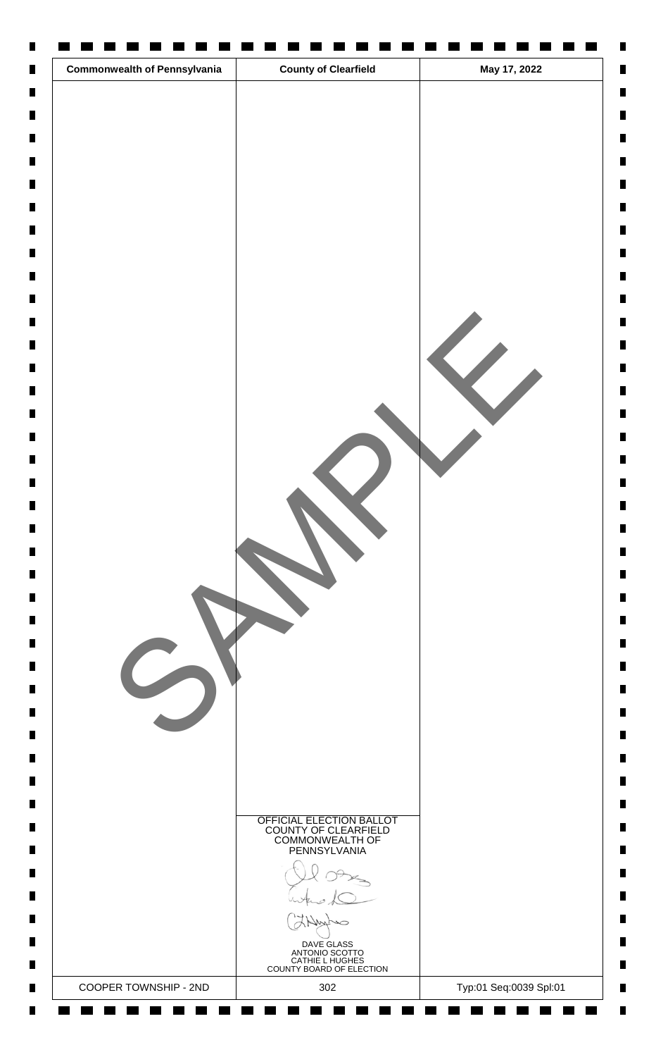| Commonwealth of Pennsylvania | County of Clearfield | May 17, 2022 |
|---|---|---|
| | | |

SAMPLE

OFFICIAL ELECTION BALLOT
COUNTY OF CLEARFIELD
COMMONWEALTH OF
PENNSYLVANIA

DAVE GLASS
ANTONIO SCOTTO
CATHIE L HUGHES
COUNTY BOARD OF ELECTION

| COOPER TOWNSHIP - 2ND | 302 | Typ:01 Seq:0039 Spl:01 |
|---|---|---|